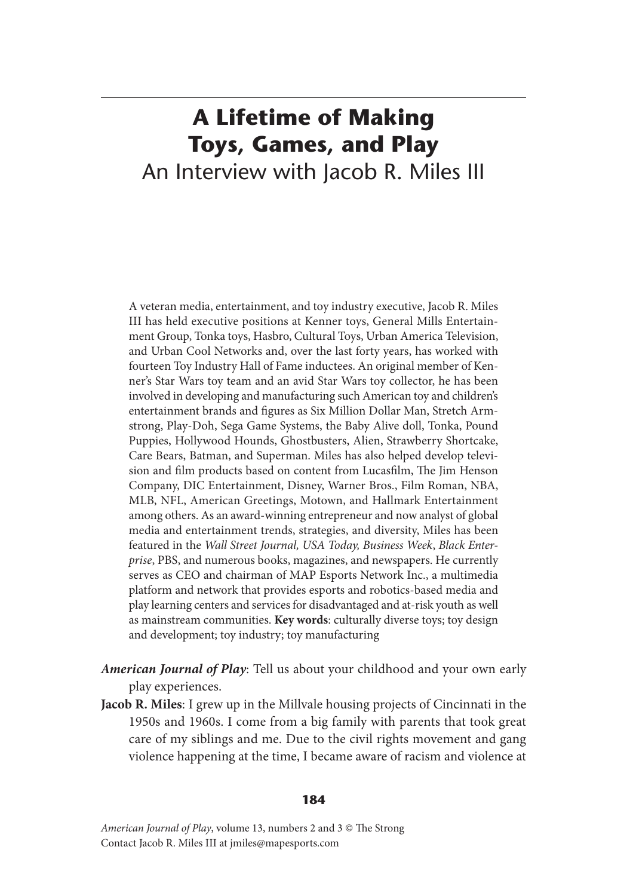# A Lifetime of Making Toys, Games, and Play

## An Interview with Jacob R. Miles III

A veteran media, entertainment, and toy industry executive, Jacob R. Miles III has held executive positions at Kenner toys, General Mills Entertainment Group, Tonka toys, Hasbro, Cultural Toys, Urban America Television, and Urban Cool Networks and, over the last forty years, has worked with fourteen Toy Industry Hall of Fame inductees. An original member of Kenner's Star Wars toy team and an avid Star Wars toy collector, he has been involved in developing and manufacturing such American toy and children's entertainment brands and figures as Six Million Dollar Man, Stretch Armstrong, Play-Doh, Sega Game Systems, the Baby Alive doll, Tonka, Pound Puppies, Hollywood Hounds, Ghostbusters, Alien, Strawberry Shortcake, Care Bears, Batman, and Superman. Miles has also helped develop television and film products based on content from Lucasfilm, The Jim Henson Company, DIC Entertainment, Disney, Warner Bros., Film Roman, NBA, MLB, NFL, American Greetings, Motown, and Hallmark Entertainment among others. As an award-winning entrepreneur and now analyst of global media and entertainment trends, strategies, and diversity, Miles has been featured in the *Wall Street Journal, USA Today, Business Week*, *Black Enterprise*, PBS, and numerous books, magazines, and newspapers. He currently serves as CEO and chairman of MAP Esports Network Inc., a multimedia platform and network that provides esports and robotics-based media and play learning centers and services for disadvantaged and at-risk youth as well as mainstream communities. **Key words**: culturally diverse toys; toy design and development; toy industry; toy manufacturing

***American Journal of Play***: Tell us about your childhood and your own early play experiences.

**Jacob R. Miles**: I grew up in the Millvale housing projects of Cincinnati in the 1950s and 1960s. I come from a big family with parents that took great care of my siblings and me. Due to the civil rights movement and gang violence happening at the time, I became aware of racism and violence at

Contact Jacob R. Miles III at jmiles@mapesports.com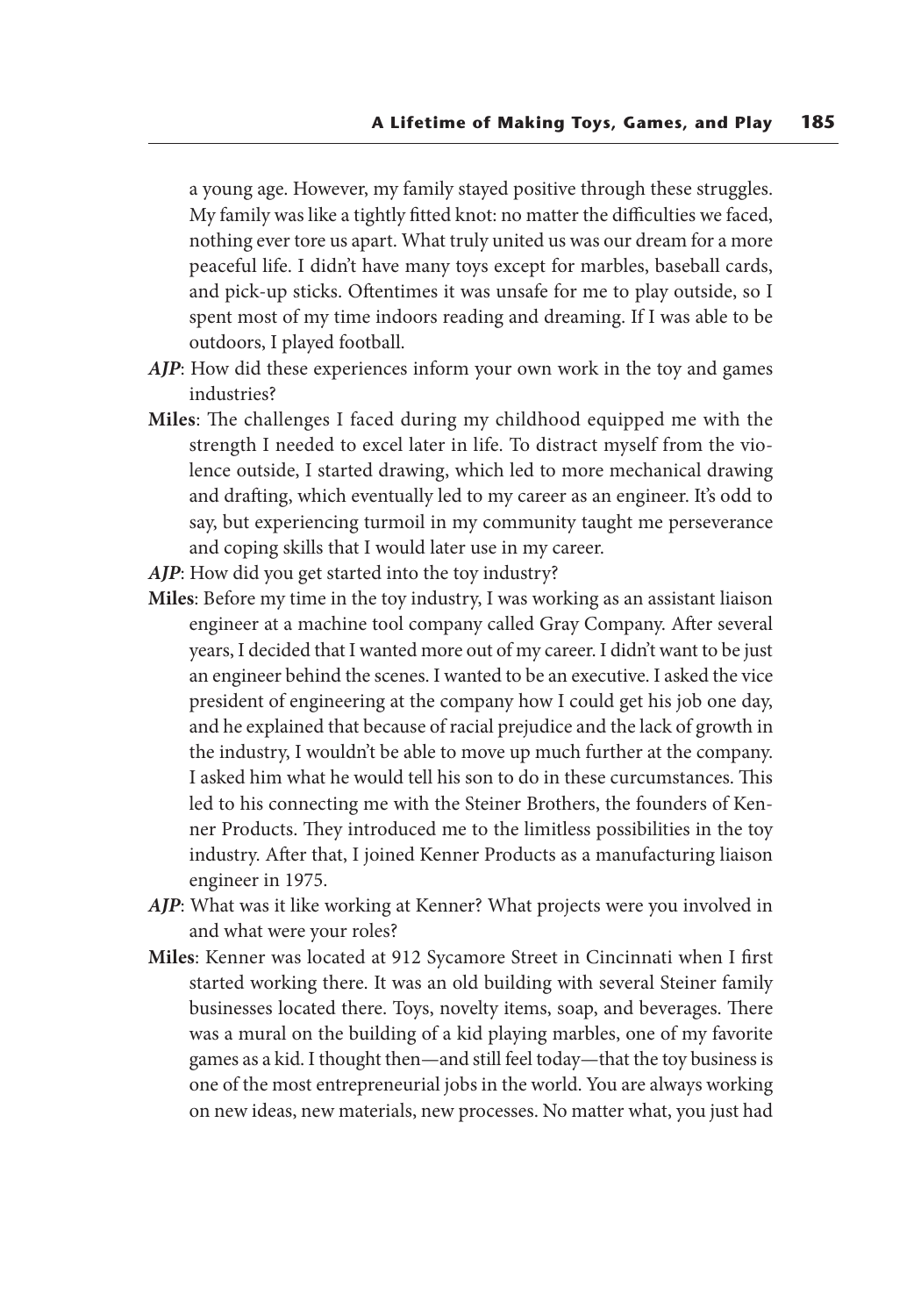a young age. However, my family stayed positive through these struggles. My family was like a tightly fitted knot: no matter the difficulties we faced, nothing ever tore us apart. What truly united us was our dream for a more peaceful life. I didn't have many toys except for marbles, baseball cards, and pick-up sticks. Oftentimes it was unsafe for me to play outside, so I spent most of my time indoors reading and dreaming. If I was able to be outdoors, I played football.

***AJP***: How did these experiences inform your own work in the toy and games industries?

**Miles**: The challenges I faced during my childhood equipped me with the strength I needed to excel later in life. To distract myself from the violence outside, I started drawing, which led to more mechanical drawing and drafting, which eventually led to my career as an engineer. It's odd to say, but experiencing turmoil in my community taught me perseverance and coping skills that I would later use in my career.

***AJP***: How did you get started into the toy industry?

**Miles**: Before my time in the toy industry, I was working as an assistant liaison engineer at a machine tool company called Gray Company. After several years, I decided that I wanted more out of my career. I didn't want to be just an engineer behind the scenes. I wanted to be an executive. I asked the vice president of engineering at the company how I could get his job one day, and he explained that because of racial prejudice and the lack of growth in the industry, I wouldn't be able to move up much further at the company. I asked him what he would tell his son to do in these curcumstances. This led to his connecting me with the Steiner Brothers, the founders of Kenner Products. They introduced me to the limitless possibilities in the toy industry. After that, I joined Kenner Products as a manufacturing liaison engineer in 1975.

***AJP***: What was it like working at Kenner? What projects were you involved in and what were your roles?

**Miles**: Kenner was located at 912 Sycamore Street in Cincinnati when I first started working there. It was an old building with several Steiner family businesses located there. Toys, novelty items, soap, and beverages. There was a mural on the building of a kid playing marbles, one of my favorite games as a kid. I thought then—and still feel today—that the toy business is one of the most entrepreneurial jobs in the world. You are always working on new ideas, new materials, new processes. No matter what, you just had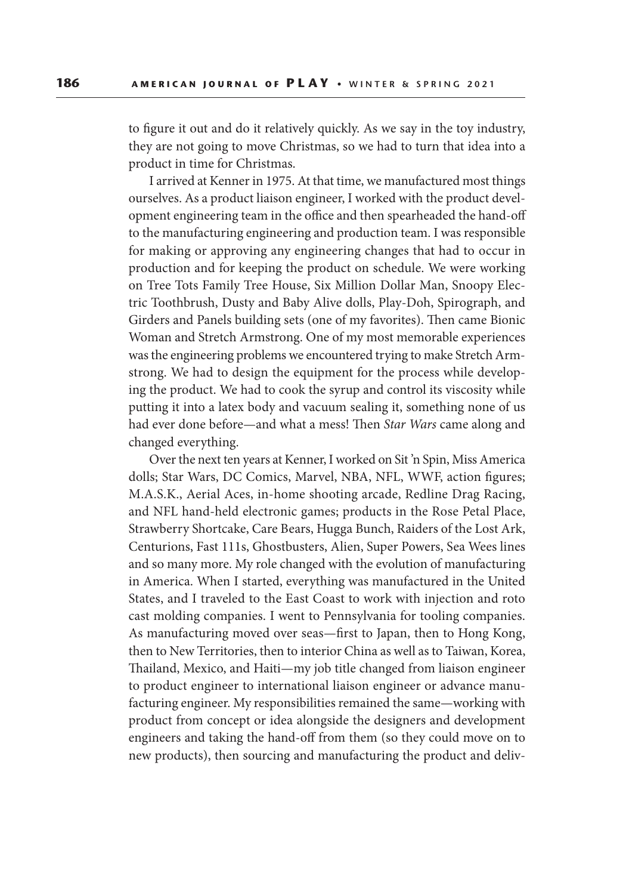to figure it out and do it relatively quickly. As we say in the toy industry, they are not going to move Christmas, so we had to turn that idea into a product in time for Christmas.

I arrived at Kenner in 1975. At that time, we manufactured most things ourselves. As a product liaison engineer, I worked with the product development engineering team in the office and then spearheaded the hand-off to the manufacturing engineering and production team. I was responsible for making or approving any engineering changes that had to occur in production and for keeping the product on schedule. We were working on Tree Tots Family Tree House, Six Million Dollar Man, Snoopy Electric Toothbrush, Dusty and Baby Alive dolls, Play-Doh, Spirograph, and Girders and Panels building sets (one of my favorites). Then came Bionic Woman and Stretch Armstrong. One of my most memorable experiences was the engineering problems we encountered trying to make Stretch Armstrong. We had to design the equipment for the process while developing the product. We had to cook the syrup and control its viscosity while putting it into a latex body and vacuum sealing it, something none of us had ever done before—and what a mess! Then *Star Wars* came along and changed everything.

Over the next ten years at Kenner, I worked on Sit 'n Spin, Miss America dolls; Star Wars, DC Comics, Marvel, NBA, NFL, WWF, action figures; M.A.S.K., Aerial Aces, in-home shooting arcade, Redline Drag Racing, and NFL hand-held electronic games; products in the Rose Petal Place, Strawberry Shortcake, Care Bears, Hugga Bunch, Raiders of the Lost Ark, Centurions, Fast 111s, Ghostbusters, Alien, Super Powers, Sea Wees lines and so many more. My role changed with the evolution of manufacturing in America. When I started, everything was manufactured in the United States, and I traveled to the East Coast to work with injection and roto cast molding companies. I went to Pennsylvania for tooling companies. As manufacturing moved over seas—first to Japan, then to Hong Kong, then to New Territories, then to interior China as well as to Taiwan, Korea, Thailand, Mexico, and Haiti—my job title changed from liaison engineer to product engineer to international liaison engineer or advance manufacturing engineer. My responsibilities remained the same—working with product from concept or idea alongside the designers and development engineers and taking the hand-off from them (so they could move on to new products), then sourcing and manufacturing the product and deliv-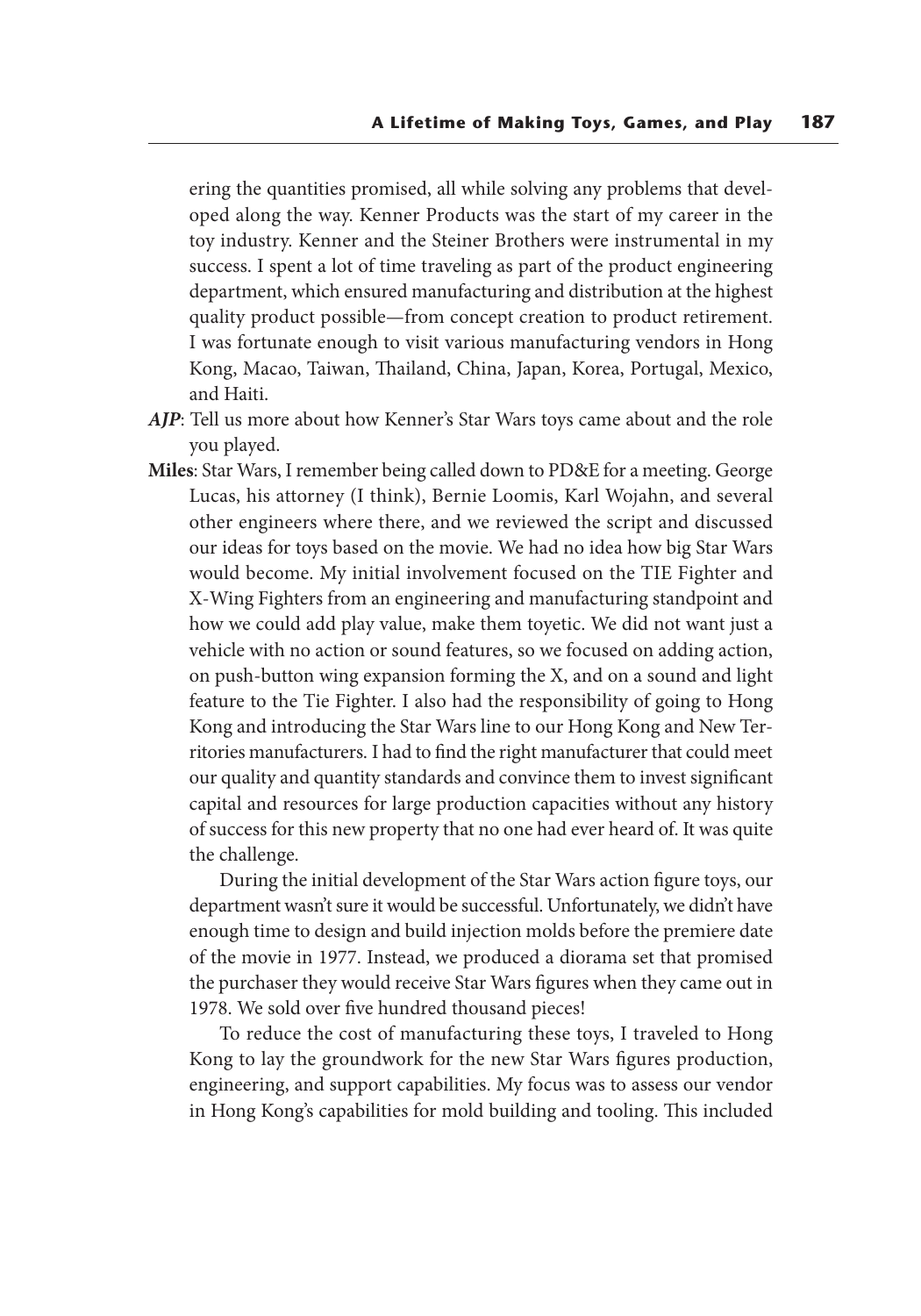ering the quantities promised, all while solving any problems that developed along the way. Kenner Products was the start of my career in the toy industry. Kenner and the Steiner Brothers were instrumental in my success. I spent a lot of time traveling as part of the product engineering department, which ensured manufacturing and distribution at the highest quality product possible—from concept creation to product retirement. I was fortunate enough to visit various manufacturing vendors in Hong Kong, Macao, Taiwan, Thailand, China, Japan, Korea, Portugal, Mexico, and Haiti.

***AJP***: Tell us more about how Kenner's Star Wars toys came about and the role you played.

**Miles**: Star Wars, I remember being called down to PD&E for a meeting. George Lucas, his attorney (I think), Bernie Loomis, Karl Wojahn, and several other engineers where there, and we reviewed the script and discussed our ideas for toys based on the movie. We had no idea how big Star Wars would become. My initial involvement focused on the TIE Fighter and X-Wing Fighters from an engineering and manufacturing standpoint and how we could add play value, make them toyetic. We did not want just a vehicle with no action or sound features, so we focused on adding action, on push-button wing expansion forming the X, and on a sound and light feature to the Tie Fighter. I also had the responsibility of going to Hong Kong and introducing the Star Wars line to our Hong Kong and New Territories manufacturers. I had to find the right manufacturer that could meet our quality and quantity standards and convince them to invest significant capital and resources for large production capacities without any history of success for this new property that no one had ever heard of. It was quite the challenge.

During the initial development of the Star Wars action figure toys, our department wasn't sure it would be successful. Unfortunately, we didn't have enough time to design and build injection molds before the premiere date of the movie in 1977. Instead, we produced a diorama set that promised the purchaser they would receive Star Wars figures when they came out in 1978. We sold over five hundred thousand pieces!

To reduce the cost of manufacturing these toys, I traveled to Hong Kong to lay the groundwork for the new Star Wars figures production, engineering, and support capabilities. My focus was to assess our vendor in Hong Kong's capabilities for mold building and tooling. This included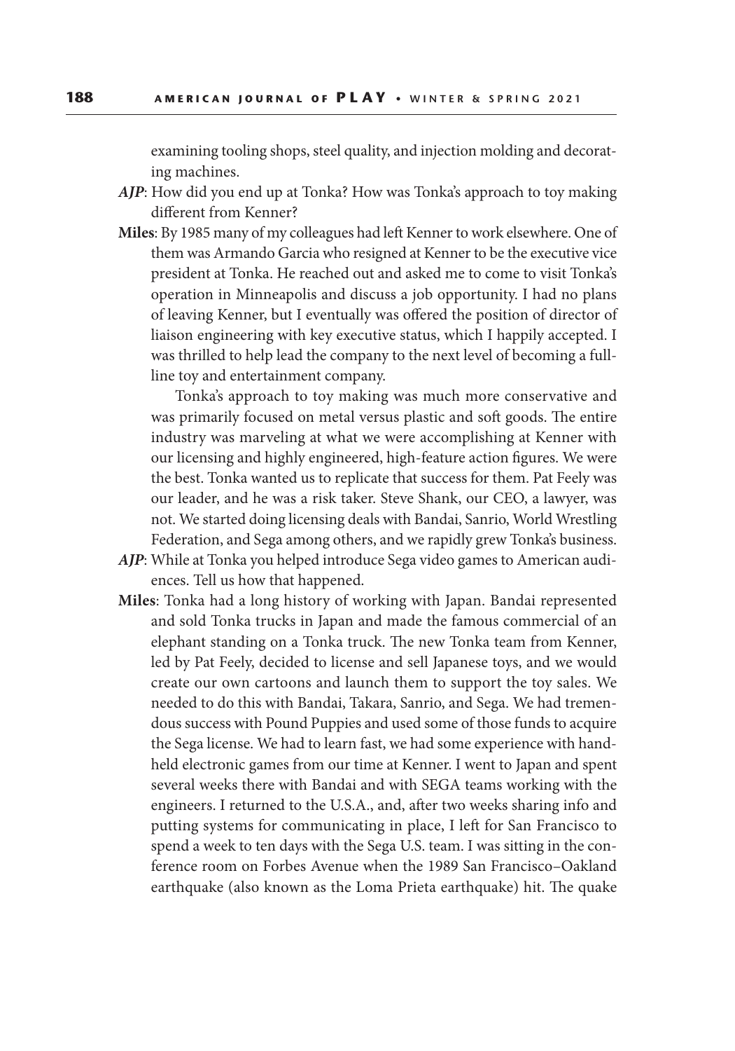examining tooling shops, steel quality, and injection molding and decorating machines.

***AJP***: How did you end up at Tonka? How was Tonka's approach to toy making different from Kenner?

**Miles**: By 1985 many of my colleagues had left Kenner to work elsewhere. One of them was Armando Garcia who resigned at Kenner to be the executive vice president at Tonka. He reached out and asked me to come to visit Tonka's operation in Minneapolis and discuss a job opportunity. I had no plans of leaving Kenner, but I eventually was offered the position of director of liaison engineering with key executive status, which I happily accepted. I was thrilled to help lead the company to the next level of becoming a full-line toy and entertainment company.

Tonka's approach to toy making was much more conservative and was primarily focused on metal versus plastic and soft goods. The entire industry was marveling at what we were accomplishing at Kenner with our licensing and highly engineered, high-feature action figures. We were the best. Tonka wanted us to replicate that success for them. Pat Feely was our leader, and he was a risk taker. Steve Shank, our CEO, a lawyer, was not. We started doing licensing deals with Bandai, Sanrio, World Wrestling Federation, and Sega among others, and we rapidly grew Tonka's business.

***AJP***: While at Tonka you helped introduce Sega video games to American audiences. Tell us how that happened.

**Miles**: Tonka had a long history of working with Japan. Bandai represented and sold Tonka trucks in Japan and made the famous commercial of an elephant standing on a Tonka truck. The new Tonka team from Kenner, led by Pat Feely, decided to license and sell Japanese toys, and we would create our own cartoons and launch them to support the toy sales. We needed to do this with Bandai, Takara, Sanrio, and Sega. We had tremendous success with Pound Puppies and used some of those funds to acquire the Sega license. We had to learn fast, we had some experience with handheld electronic games from our time at Kenner. I went to Japan and spent several weeks there with Bandai and with SEGA teams working with the engineers. I returned to the U.S.A., and, after two weeks sharing info and putting systems for communicating in place, I left for San Francisco to spend a week to ten days with the Sega U.S. team. I was sitting in the conference room on Forbes Avenue when the 1989 San Francisco–Oakland earthquake (also known as the Loma Prieta earthquake) hit. The quake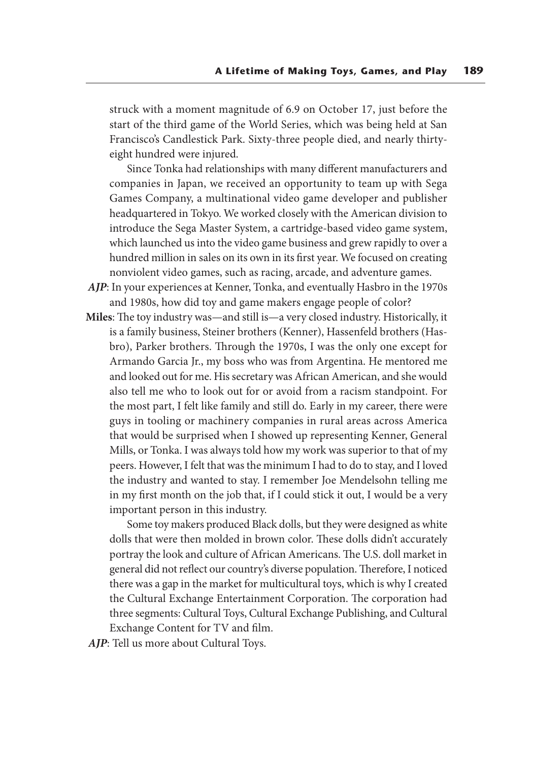struck with a moment magnitude of 6.9 on October 17, just before the start of the third game of the World Series, which was being held at San Francisco's Candlestick Park. Sixty-three people died, and nearly thirty-eight hundred were injured.

Since Tonka had relationships with many different manufacturers and companies in Japan, we received an opportunity to team up with Sega Games Company, a multinational video game developer and publisher headquartered in Tokyo. We worked closely with the American division to introduce the Sega Master System, a cartridge-based video game system, which launched us into the video game business and grew rapidly to over a hundred million in sales on its own in its first year. We focused on creating nonviolent video games, such as racing, arcade, and adventure games.

***AJP***: In your experiences at Kenner, Tonka, and eventually Hasbro in the 1970s and 1980s, how did toy and game makers engage people of color?

**Miles**: The toy industry was—and still is—a very closed industry. Historically, it is a family business, Steiner brothers (Kenner), Hassenfeld brothers (Hasbro), Parker brothers. Through the 1970s, I was the only one except for Armando Garcia Jr., my boss who was from Argentina. He mentored me and looked out for me. His secretary was African American, and she would also tell me who to look out for or avoid from a racism standpoint. For the most part, I felt like family and still do. Early in my career, there were guys in tooling or machinery companies in rural areas across America that would be surprised when I showed up representing Kenner, General Mills, or Tonka. I was always told how my work was superior to that of my peers. However, I felt that was the minimum I had to do to stay, and I loved the industry and wanted to stay. I remember Joe Mendelsohn telling me in my first month on the job that, if I could stick it out, I would be a very important person in this industry.

Some toy makers produced Black dolls, but they were designed as white dolls that were then molded in brown color. These dolls didn't accurately portray the look and culture of African Americans. The U.S. doll market in general did not reflect our country's diverse population. Therefore, I noticed there was a gap in the market for multicultural toys, which is why I created the Cultural Exchange Entertainment Corporation. The corporation had three segments: Cultural Toys, Cultural Exchange Publishing, and Cultural Exchange Content for TV and film.

***AJP***: Tell us more about Cultural Toys.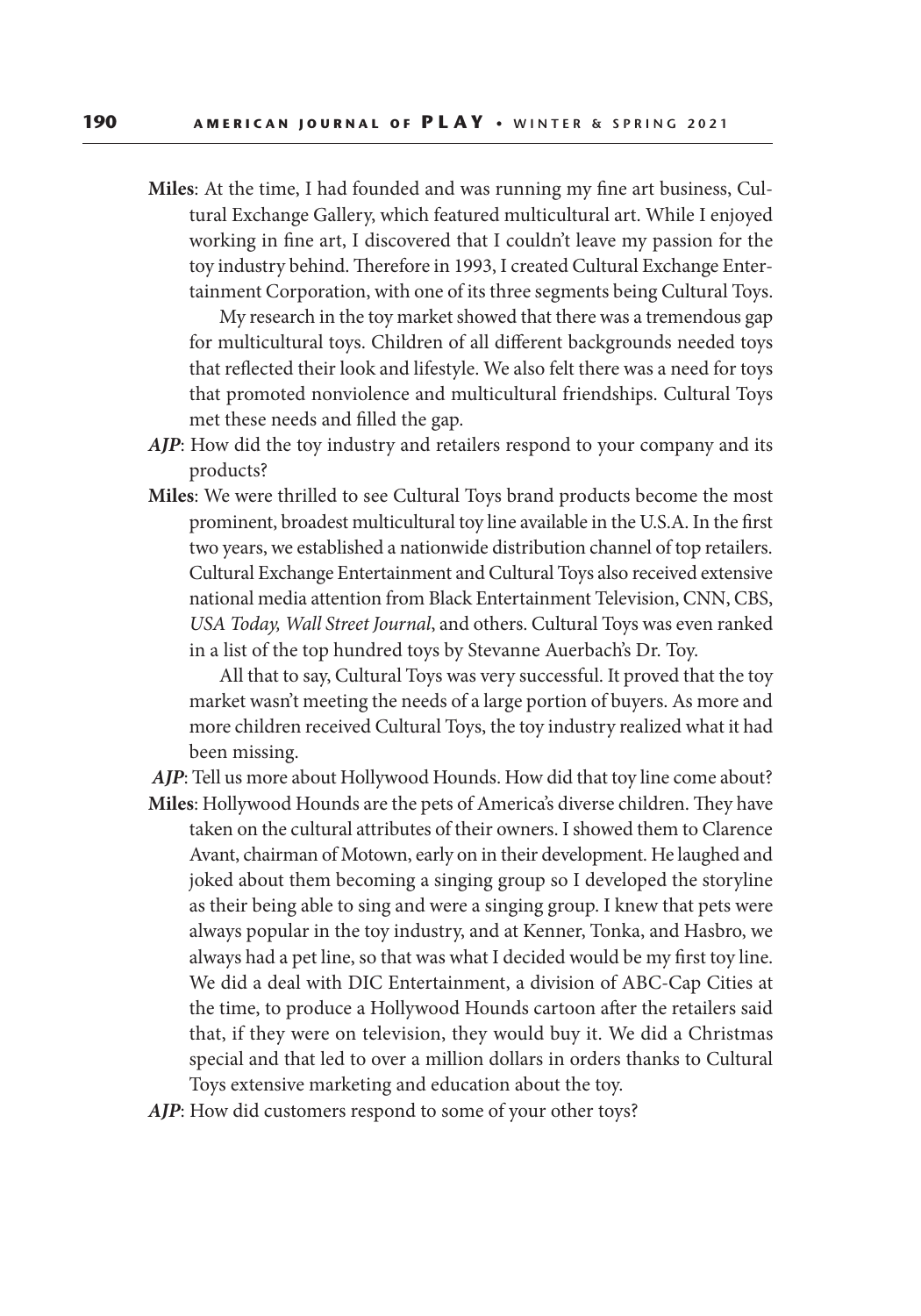**Miles**: At the time, I had founded and was running my fine art business, Cultural Exchange Gallery, which featured multicultural art. While I enjoyed working in fine art, I discovered that I couldn't leave my passion for the toy industry behind. Therefore in 1993, I created Cultural Exchange Entertainment Corporation, with one of its three segments being Cultural Toys.

My research in the toy market showed that there was a tremendous gap for multicultural toys. Children of all different backgrounds needed toys that reflected their look and lifestyle. We also felt there was a need for toys that promoted nonviolence and multicultural friendships. Cultural Toys met these needs and filled the gap.

***AJP***: How did the toy industry and retailers respond to your company and its products?

**Miles**: We were thrilled to see Cultural Toys brand products become the most prominent, broadest multicultural toy line available in the U.S.A. In the first two years, we established a nationwide distribution channel of top retailers. Cultural Exchange Entertainment and Cultural Toys also received extensive national media attention from Black Entertainment Television, CNN, CBS, *USA Today, Wall Street Journal*, and others. Cultural Toys was even ranked in a list of the top hundred toys by Stevanne Auerbach's Dr. Toy.

All that to say, Cultural Toys was very successful. It proved that the toy market wasn't meeting the needs of a large portion of buyers. As more and more children received Cultural Toys, the toy industry realized what it had been missing.

***AJP***: Tell us more about Hollywood Hounds. How did that toy line come about?

**Miles**: Hollywood Hounds are the pets of America's diverse children. They have taken on the cultural attributes of their owners. I showed them to Clarence Avant, chairman of Motown, early on in their development. He laughed and joked about them becoming a singing group so I developed the storyline as their being able to sing and were a singing group. I knew that pets were always popular in the toy industry, and at Kenner, Tonka, and Hasbro, we always had a pet line, so that was what I decided would be my first toy line. We did a deal with DIC Entertainment, a division of ABC-Cap Cities at the time, to produce a Hollywood Hounds cartoon after the retailers said that, if they were on television, they would buy it. We did a Christmas special and that led to over a million dollars in orders thanks to Cultural Toys extensive marketing and education about the toy.

***AJP***: How did customers respond to some of your other toys?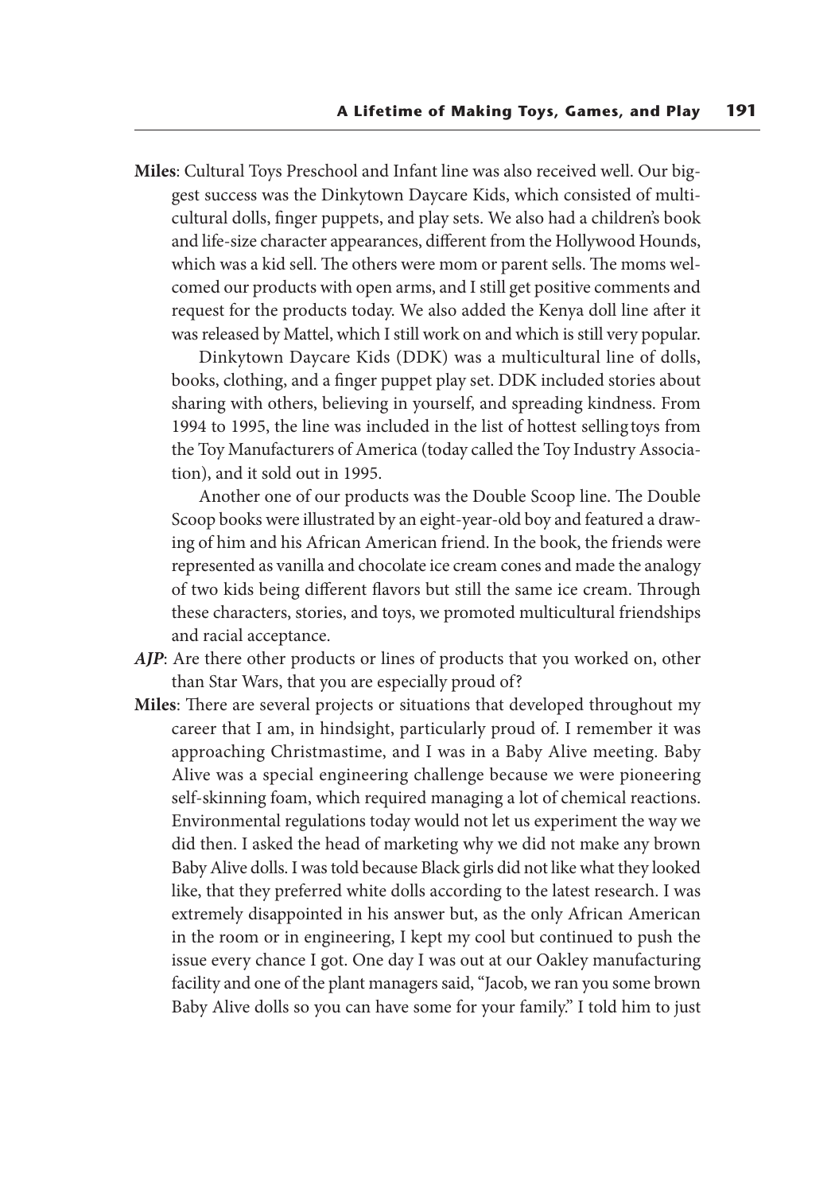**Miles**: Cultural Toys Preschool and Infant line was also received well. Our biggest success was the Dinkytown Daycare Kids, which consisted of multicultural dolls, finger puppets, and play sets. We also had a children's book and life-size character appearances, different from the Hollywood Hounds, which was a kid sell. The others were mom or parent sells. The moms welcomed our products with open arms, and I still get positive comments and request for the products today. We also added the Kenya doll line after it was released by Mattel, which I still work on and which is still very popular.

Dinkytown Daycare Kids (DDK) was a multicultural line of dolls, books, clothing, and a finger puppet play set. DDK included stories about sharing with others, believing in yourself, and spreading kindness. From 1994 to 1995, the line was included in the list of hottest selling toys from the Toy Manufacturers of America (today called the Toy Industry Association), and it sold out in 1995.

Another one of our products was the Double Scoop line. The Double Scoop books were illustrated by an eight-year-old boy and featured a drawing of him and his African American friend. In the book, the friends were represented as vanilla and chocolate ice cream cones and made the analogy of two kids being different flavors but still the same ice cream. Through these characters, stories, and toys, we promoted multicultural friendships and racial acceptance.

***AJP***: Are there other products or lines of products that you worked on, other than Star Wars, that you are especially proud of?

**Miles**: There are several projects or situations that developed throughout my career that I am, in hindsight, particularly proud of. I remember it was approaching Christmastime, and I was in a Baby Alive meeting. Baby Alive was a special engineering challenge because we were pioneering self-skinning foam, which required managing a lot of chemical reactions. Environmental regulations today would not let us experiment the way we did then. I asked the head of marketing why we did not make any brown Baby Alive dolls. I was told because Black girls did not like what they looked like, that they preferred white dolls according to the latest research. I was extremely disappointed in his answer but, as the only African American in the room or in engineering, I kept my cool but continued to push the issue every chance I got. One day I was out at our Oakley manufacturing facility and one of the plant managers said, "Jacob, we ran you some brown Baby Alive dolls so you can have some for your family." I told him to just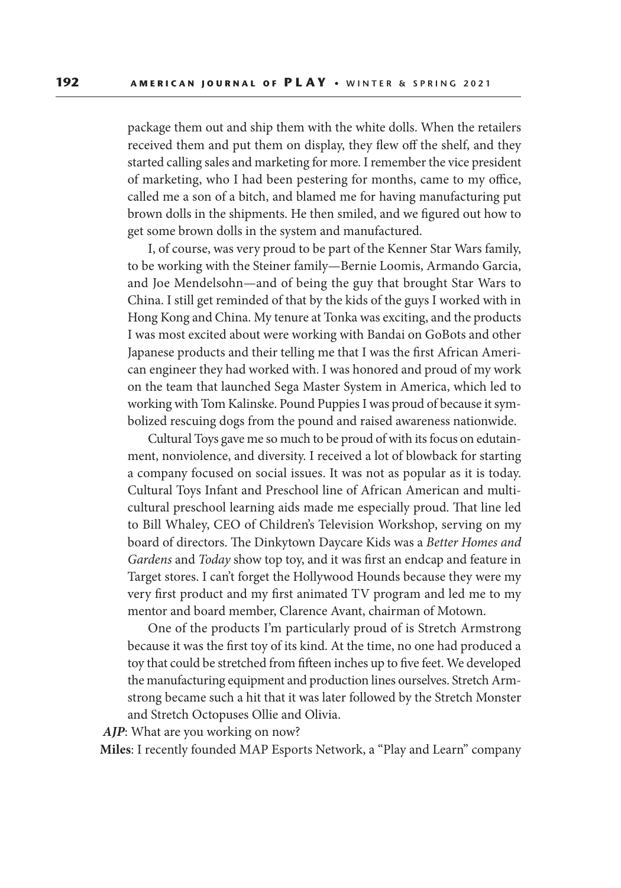package them out and ship them with the white dolls. When the retailers received them and put them on display, they flew off the shelf, and they started calling sales and marketing for more. I remember the vice president of marketing, who I had been pestering for months, came to my office, called me a son of a bitch, and blamed me for having manufacturing put brown dolls in the shipments. He then smiled, and we figured out how to get some brown dolls in the system and manufactured.

I, of course, was very proud to be part of the Kenner Star Wars family, to be working with the Steiner family—Bernie Loomis, Armando Garcia, and Joe Mendelsohn—and of being the guy that brought Star Wars to China. I still get reminded of that by the kids of the guys I worked with in Hong Kong and China. My tenure at Tonka was exciting, and the products I was most excited about were working with Bandai on GoBots and other Japanese products and their telling me that I was the first African American engineer they had worked with. I was honored and proud of my work on the team that launched Sega Master System in America, which led to working with Tom Kalinske. Pound Puppies I was proud of because it symbolized rescuing dogs from the pound and raised awareness nationwide.

Cultural Toys gave me so much to be proud of with its focus on edutainment, nonviolence, and diversity. I received a lot of blowback for starting a company focused on social issues. It was not as popular as it is today. Cultural Toys Infant and Preschool line of African American and multicultural preschool learning aids made me especially proud. That line led to Bill Whaley, CEO of Children's Television Workshop, serving on my board of directors. The Dinkytown Daycare Kids was a *Better Homes and Gardens* and *Today* show top toy, and it was first an endcap and feature in Target stores. I can't forget the Hollywood Hounds because they were my very first product and my first animated TV program and led me to my mentor and board member, Clarence Avant, chairman of Motown.

One of the products I'm particularly proud of is Stretch Armstrong because it was the first toy of its kind. At the time, no one had produced a toy that could be stretched from fifteen inches up to five feet. We developed the manufacturing equipment and production lines ourselves. Stretch Armstrong became such a hit that it was later followed by the Stretch Monster and Stretch Octopuses Ollie and Olivia.

***AJP***: What are you working on now?

**Miles**: I recently founded MAP Esports Network, a "Play and Learn" company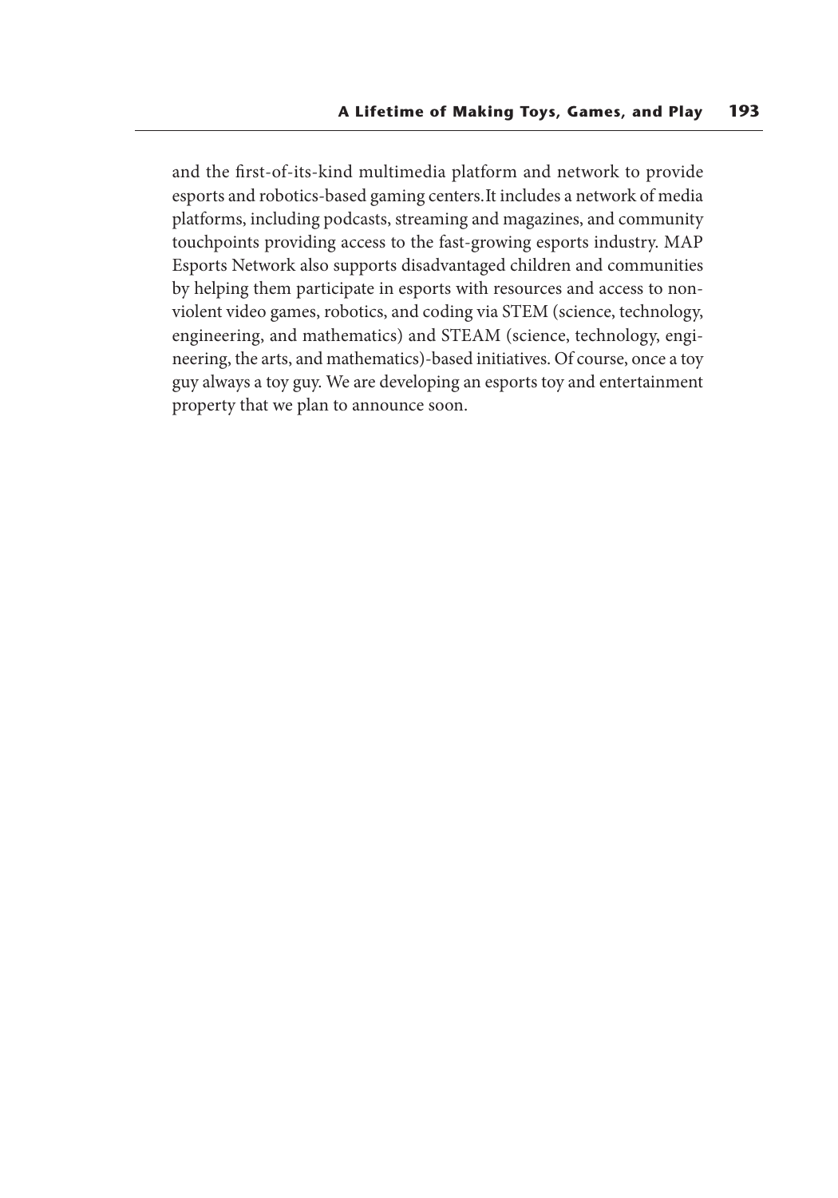and the first-of-its-kind multimedia platform and network to provide esports and robotics-based gaming centers.It includes a network of media platforms, including podcasts, streaming and magazines, and community touchpoints providing access to the fast-growing esports industry. MAP Esports Network also supports disadvantaged children and communities by helping them participate in esports with resources and access to non-violent video games, robotics, and coding via STEM (science, technology, engineering, and mathematics) and STEAM (science, technology, engineering, the arts, and mathematics)-based initiatives. Of course, once a toy guy always a toy guy. We are developing an esports toy and entertainment property that we plan to announce soon.